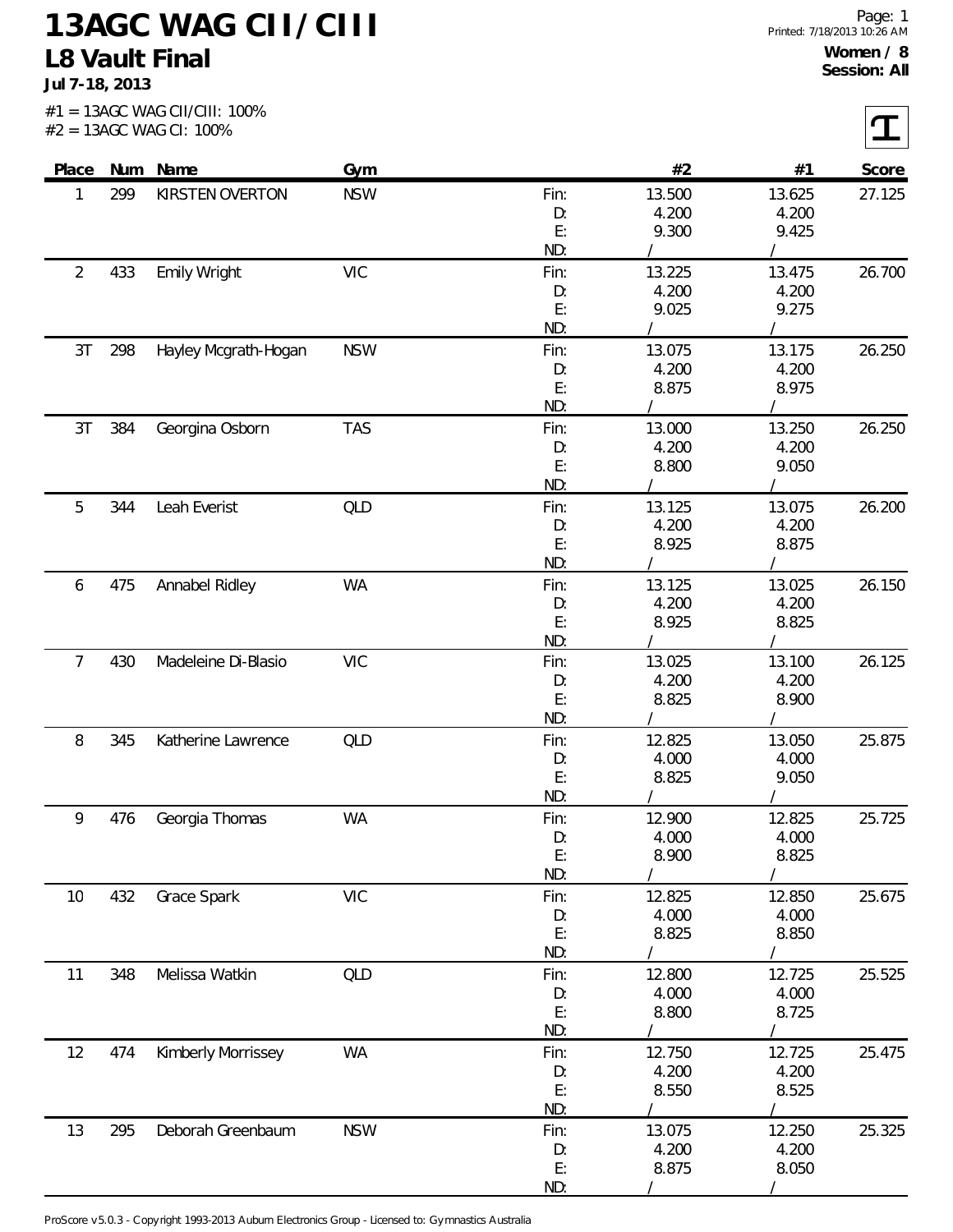# 13AGC WAG CII / CIII

## L8 Vault Final

**Jul 7-18, 2013**

**Women / 8**
**Session: All**

#1 = 13AGC WAG CII/CIII: 100%
#2 = 13AGC WAG CI: 100%

| Place | Num | Name | Gym | | #2 | #1 | Score |
|---|---|---|---|---|---|---|---|
| 1 | 299 | KIRSTEN OVERTON | NSW | Fin: | 13.500 | 13.625 | 27.125 |
| | | | | D: | 4.200 | 4.200 | |
| | | | | E: | 9.300 | 9.425 | |
| | | | | ND: | / | / | |
| 2 | 433 | Emily Wright | VIC | Fin: | 13.225 | 13.475 | 26.700 |
| | | | | D: | 4.200 | 4.200 | |
| | | | | E: | 9.025 | 9.275 | |
| | | | | ND: | / | / | |
| 3T | 298 | Hayley Mcgrath-Hogan | NSW | Fin: | 13.075 | 13.175 | 26.250 |
| | | | | D: | 4.200 | 4.200 | |
| | | | | E: | 8.875 | 8.975 | |
| | | | | ND: | / | / | |
| 3T | 384 | Georgina Osborn | TAS | Fin: | 13.000 | 13.250 | 26.250 |
| | | | | D: | 4.200 | 4.200 | |
| | | | | E: | 8.800 | 9.050 | |
| | | | | ND: | / | / | |
| 5 | 344 | Leah Everist | QLD | Fin: | 13.125 | 13.075 | 26.200 |
| | | | | D: | 4.200 | 4.200 | |
| | | | | E: | 8.925 | 8.875 | |
| | | | | ND: | / | / | |
| 6 | 475 | Annabel Ridley | WA | Fin: | 13.125 | 13.025 | 26.150 |
| | | | | D: | 4.200 | 4.200 | |
| | | | | E: | 8.925 | 8.825 | |
| | | | | ND: | / | / | |
| 7 | 430 | Madeleine Di-Blasio | VIC | Fin: | 13.025 | 13.100 | 26.125 |
| | | | | D: | 4.200 | 4.200 | |
| | | | | E: | 8.825 | 8.900 | |
| | | | | ND: | / | / | |
| 8 | 345 | Katherine Lawrence | QLD | Fin: | 12.825 | 13.050 | 25.875 |
| | | | | D: | 4.000 | 4.000 | |
| | | | | E: | 8.825 | 9.050 | |
| | | | | ND: | / | / | |
| 9 | 476 | Georgia Thomas | WA | Fin: | 12.900 | 12.825 | 25.725 |
| | | | | D: | 4.000 | 4.000 | |
| | | | | E: | 8.900 | 8.825 | |
| | | | | ND: | / | / | |
| 10 | 432 | Grace Spark | VIC | Fin: | 12.825 | 12.850 | 25.675 |
| | | | | D: | 4.000 | 4.000 | |
| | | | | E: | 8.825 | 8.850 | |
| | | | | ND: | / | / | |
| 11 | 348 | Melissa Watkin | QLD | Fin: | 12.800 | 12.725 | 25.525 |
| | | | | D: | 4.000 | 4.000 | |
| | | | | E: | 8.800 | 8.725 | |
| | | | | ND: | / | / | |
| 12 | 474 | Kimberly Morrissey | WA | Fin: | 12.750 | 12.725 | 25.475 |
| | | | | D: | 4.200 | 4.200 | |
| | | | | E: | 8.550 | 8.525 | |
| | | | | ND: | / | / | |
| 13 | 295 | Deborah Greenbaum | NSW | Fin: | 13.075 | 12.250 | 25.325 |
| | | | | D: | 4.200 | 4.200 | |
| | | | | E: | 8.875 | 8.050 | |
| | | | | ND: | / | / | |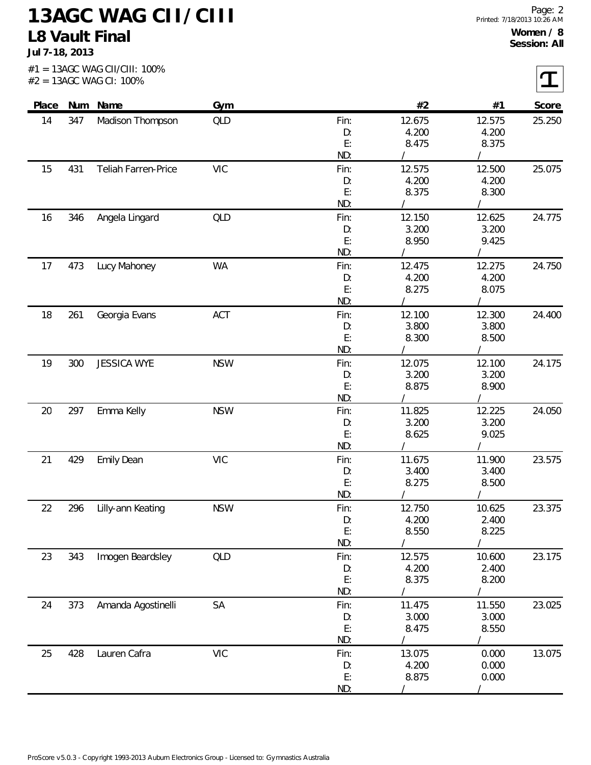# 13AGC WAG CII / CIII

## L8 Vault Final

**Jul 7-18, 2013**

**Women / 8**
**Session: All**

#1 = 13AGC WAG CII/CIII: 100%
#2 = 13AGC WAG CI: 100%

| Place | Num | Name | Gym | | #2 | #1 | Score |
|---|---|---|---|---|---|---|---|
| 14 | 347 | Madison Thompson | QLD | Fin: | 12.675 | 12.575 | 25.250 |
| | | | | D: | 4.200 | 4.200 | |
| | | | | E: | 8.475 | 8.375 | |
| | | | | ND: | / | / | |
| 15 | 431 | Teliah Farren-Price | VIC | Fin: | 12.575 | 12.500 | 25.075 |
| | | | | D: | 4.200 | 4.200 | |
| | | | | E: | 8.375 | 8.300 | |
| | | | | ND: | / | / | |
| 16 | 346 | Angela Lingard | QLD | Fin: | 12.150 | 12.625 | 24.775 |
| | | | | D: | 3.200 | 3.200 | |
| | | | | E: | 8.950 | 9.425 | |
| | | | | ND: | / | / | |
| 17 | 473 | Lucy Mahoney | WA | Fin: | 12.475 | 12.275 | 24.750 |
| | | | | D: | 4.200 | 4.200 | |
| | | | | E: | 8.275 | 8.075 | |
| | | | | ND: | / | / | |
| 18 | 261 | Georgia Evans | ACT | Fin: | 12.100 | 12.300 | 24.400 |
| | | | | D: | 3.800 | 3.800 | |
| | | | | E: | 8.300 | 8.500 | |
| | | | | ND: | / | / | |
| 19 | 300 | JESSICA WYE | NSW | Fin: | 12.075 | 12.100 | 24.175 |
| | | | | D: | 3.200 | 3.200 | |
| | | | | E: | 8.875 | 8.900 | |
| | | | | ND: | / | / | |
| 20 | 297 | Emma Kelly | NSW | Fin: | 11.825 | 12.225 | 24.050 |
| | | | | D: | 3.200 | 3.200 | |
| | | | | E: | 8.625 | 9.025 | |
| | | | | ND: | / | / | |
| 21 | 429 | Emily Dean | VIC | Fin: | 11.675 | 11.900 | 23.575 |
| | | | | D: | 3.400 | 3.400 | |
| | | | | E: | 8.275 | 8.500 | |
| | | | | ND: | / | / | |
| 22 | 296 | Lilly-ann Keating | NSW | Fin: | 12.750 | 10.625 | 23.375 |
| | | | | D: | 4.200 | 2.400 | |
| | | | | E: | 8.550 | 8.225 | |
| | | | | ND: | / | / | |
| 23 | 343 | Imogen Beardsley | QLD | Fin: | 12.575 | 10.600 | 23.175 |
| | | | | D: | 4.200 | 2.400 | |
| | | | | E: | 8.375 | 8.200 | |
| | | | | ND: | / | / | |
| 24 | 373 | Amanda Agostinelli | SA | Fin: | 11.475 | 11.550 | 23.025 |
| | | | | D: | 3.000 | 3.000 | |
| | | | | E: | 8.475 | 8.550 | |
| | | | | ND: | / | / | |
| 25 | 428 | Lauren Cafra | VIC | Fin: | 13.075 | 0.000 | 13.075 |
| | | | | D: | 4.200 | 0.000 | |
| | | | | E: | 8.875 | 0.000 | |
| | | | | ND: | / | / | |